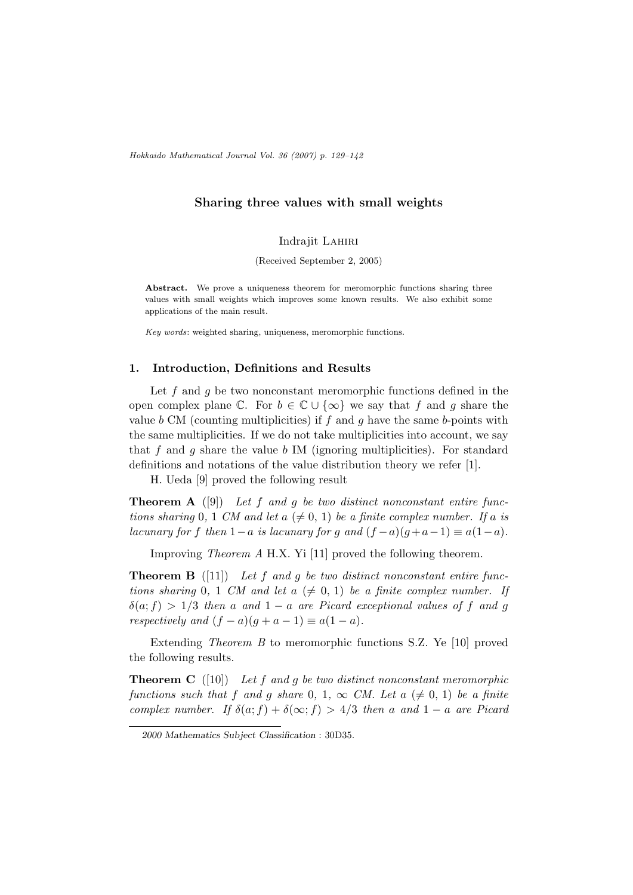# Sharing three values with small weights

Indrajit Lahiri

(Received September 2, 2005)

**Abstract.** We prove a uniqueness theorem for meromorphic functions sharing three values with small weights which improves some known results. We also exhibit some applications of the main result.

*Key words*: weighted sharing, uniqueness, meromorphic functions.

## 1. Introduction, Definitions and Results

Let $f$ and $g$ be two nonconstant meromorphic functions defined in the open complex plane $\mathbb{C}$. For $b \in \mathbb{C} \cup \{\infty\}$ we say that $f$ and $g$ share the value $b$ CM (counting multiplicities) if $f$ and $g$ have the same $b$-points with the same multiplicities. If we do not take multiplicities into account, we say that $f$ and $g$ share the value $b$ IM (ignoring multiplicities). For standard definitions and notations of the value distribution theory we refer [1].

H. Ueda [9] proved the following result

**Theorem A** ([9]) *Let $f$ and $g$ be two distinct nonconstant entire functions sharing $0$, $1$ CM and let $a$ $(\neq 0, 1)$ be a finite complex number. If $a$ is lacunary for $f$ then $1-a$ is lacunary for $g$ and $(f-a)(g+a-1) \equiv a(1-a)$.*

Improving *Theorem A* H.X. Yi [11] proved the following theorem.

**Theorem B** ([11]) *Let $f$ and $g$ be two distinct nonconstant entire functions sharing $0$, $1$ CM and let $a$ $(\neq 0, 1)$ be a finite complex number. If $\delta(a; f) > 1/3$ then $a$ and $1-a$ are Picard exceptional values of $f$ and $g$ respectively and $(f-a)(g+a-1) \equiv a(1-a)$.*

Extending *Theorem B* to meromorphic functions S.Z. Ye [10] proved the following results.

**Theorem C** ([10]) *Let $f$ and $g$ be two distinct nonconstant meromorphic functions such that $f$ and $g$ share $0$, $1$, $\infty$ CM. Let $a$ $(\neq 0, 1)$ be a finite complex number. If $\delta(a; f) + \delta(\infty; f) > 4/3$ then $a$ and $1-a$ are Picard*

2000 *Mathematics Subject Classification* : 30D35.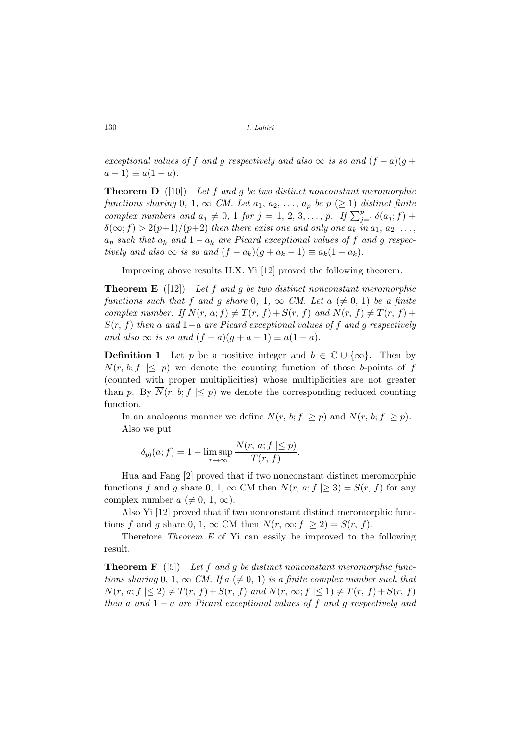*exceptional values of $f$ and $g$ respectively and also $\infty$ is so and $(f-a)(g+a-1) \equiv a(1-a)$.*

**Theorem D** ([10]) *Let $f$ and $g$ be two distinct nonconstant meromorphic functions sharing $0,\ 1,\ \infty$ CM. Let $a_1,\ a_2,\ \ldots,\ a_p$ be $p\ (\geq 1)$ distinct finite complex numbers and $a_j \neq 0,\ 1$ for $j = 1,\ 2,\ 3, \ldots,\ p$. If $\sum_{j=1}^{p} \delta(a_j; f) + \delta(\infty; f) > 2(p+1)/(p+2)$ then there exist one and only one $a_k$ in $a_1,\ a_2,\ \ldots,\ a_p$ such that $a_k$ and $1-a_k$ are Picard exceptional values of $f$ and $g$ respectively and also $\infty$ is so and $(f-a_k)(g+a_k-1) \equiv a_k(1-a_k)$.*

Improving above results H.X. Yi [12] proved the following theorem.

**Theorem E** ([12]) *Let $f$ and $g$ be two distinct nonconstant meromorphic functions such that $f$ and $g$ share $0,\ 1,\ \infty$ CM. Let $a\ (\neq 0,\ 1)$ be a finite complex number. If $N(r,\ a; f) \neq T(r,\ f) + S(r,\ f)$ and $N(r,\ f) \neq T(r,\ f) + S(r,\ f)$ then $a$ and $1-a$ are Picard exceptional values of $f$ and $g$ respectively and also $\infty$ is so and $(f-a)(g+a-1) \equiv a(1-a)$.*

**Definition 1** Let $p$ be a positive integer and $b \in \mathbb{C} \cup \{\infty\}$. Then by $N(r,\ b; f\ |\leq\ p)$ we denote the counting function of those $b$-points of $f$ (counted with proper multiplicities) whose multiplicities are not greater than $p$. By $\overline{N}(r,\ b; f\ |\leq p)$ we denote the corresponding reduced counting function.

In an analogous manner we define $N(r,\ b; f\ |\geq p)$ and $\overline{N}(r,\ b; f\ |\geq p)$.

Also we put

$$\delta_{p)}(a; f) = 1 - \limsup_{r\to\infty} \frac{N(r,\ a; f\ |\leq p)}{T(r,\ f)}.$$

Hua and Fang [2] proved that if two nonconstant distinct meromorphic functions $f$ and $g$ share $0,\ 1,\ \infty$ CM then $N(r,\ a; f\ |\geq 3) = S(r,\ f)$ for any complex number $a\ (\neq 0,\ 1,\ \infty)$.

Also Yi [12] proved that if two nonconstant distinct meromorphic functions $f$ and $g$ share $0,\ 1,\ \infty$ CM then $N(r,\ \infty; f\ |\geq 2) = S(r,\ f)$.

Therefore *Theorem E* of Yi can easily be improved to the following result.

**Theorem F** ([5]) *Let $f$ and $g$ be distinct nonconstant meromorphic functions sharing $0,\ 1,\ \infty$ CM. If $a\ (\neq 0,\ 1)$ is a finite complex number such that $N(r,\ a; f\ |\leq 2) \neq T(r,\ f) + S(r,\ f)$ and $N(r,\ \infty; f\ |\leq 1) \neq T(r,\ f) + S(r,\ f)$ then $a$ and $1-a$ are Picard exceptional values of $f$ and $g$ respectively and*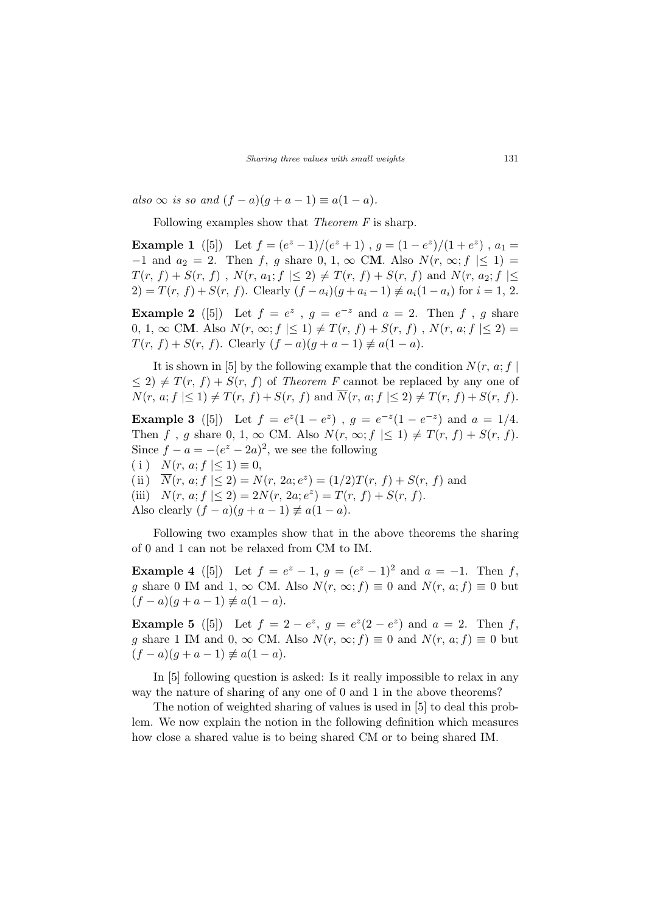*also $\infty$ is so and $(f-a)(g+a-1) \equiv a(1-a)$.*

Following examples show that *Theorem F* is sharp.

**Example 1** ([5]) Let $f=(e^z-1)/(e^z+1)$, $g=(1-e^z)/(1+e^z)$, $a_1=-1$ and $a_2=2$. Then $f$, $g$ share $0, 1, \infty$ C**M**. Also $N(r, \infty; f \mid\leq 1)=T(r, f)+S(r, f)$, $N(r, a_1; f \mid\leq 2) \neq T(r, f)+S(r, f)$ and $N(r, a_2; f \mid\leq 2)=T(r, f)+S(r, f)$. Clearly $(f-a_i)(g+a_i-1) \not\equiv a_i(1-a_i)$ for $i=1, 2$.

**Example 2** ([5]) Let $f=e^z$, $g=e^{-z}$ and $a=2$. Then $f$, $g$ share $0, 1, \infty$ C**M**. Also $N(r, \infty; f \mid\leq 1) \neq T(r, f)+S(r, f)$, $N(r, a; f \mid\leq 2)=T(r, f)+S(r, f)$. Clearly $(f-a)(g+a-1) \not\equiv a(1-a)$.

It is shown in [5] by the following example that the condition $N(r, a; f \mid\leq 2) \neq T(r, f)+S(r, f)$ of *Theorem F* cannot be replaced by any one of $N(r, a; f \mid\leq 1) \neq T(r, f)+S(r, f)$ and $\overline{N}(r, a; f \mid\leq 2) \neq T(r, f)+S(r, f)$.

**Example 3** ([5]) Let $f=e^z(1-e^z)$, $g=e^{-z}(1-e^{-z})$ and $a=1/4$. Then $f$, $g$ share $0, 1, \infty$ CM. Also $N(r, \infty; f \mid\leq 1) \neq T(r, f)+S(r, f)$. Since $f-a=-(e^z-2a)^2$, we see the following

( i ) $N(r, a; f \mid\leq 1) \equiv 0$,

( ii ) $\overline{N}(r, a; f \mid\leq 2)=N(r, 2a; e^z)=(1/2)T(r, f)+S(r, f)$ and

(iii) $N(r, a; f \mid\leq 2)=2N(r, 2a; e^z)=T(r, f)+S(r, f)$.

Also clearly $(f-a)(g+a-1) \not\equiv a(1-a)$.

Following two examples show that in the above theorems the sharing of 0 and 1 can not be relaxed from CM to IM.

**Example 4** ([5]) Let $f=e^z-1$, $g=(e^z-1)^2$ and $a=-1$. Then $f$, $g$ share 0 IM and $1, \infty$ CM. Also $N(r, \infty; f) \equiv 0$ and $N(r, a; f) \equiv 0$ but $(f-a)(g+a-1) \not\equiv a(1-a)$.

**Example 5** ([5]) Let $f=2-e^z$, $g=e^z(2-e^z)$ and $a=2$. Then $f$, $g$ share 1 IM and $0, \infty$ CM. Also $N(r, \infty; f) \equiv 0$ and $N(r, a; f) \equiv 0$ but $(f-a)(g+a-1) \not\equiv a(1-a)$.

In [5] following question is asked: Is it really impossible to relax in any way the nature of sharing of any one of 0 and 1 in the above theorems?

The notion of weighted sharing of values is used in [5] to deal this problem. We now explain the notion in the following definition which measures how close a shared value is to being shared CM or to being shared IM.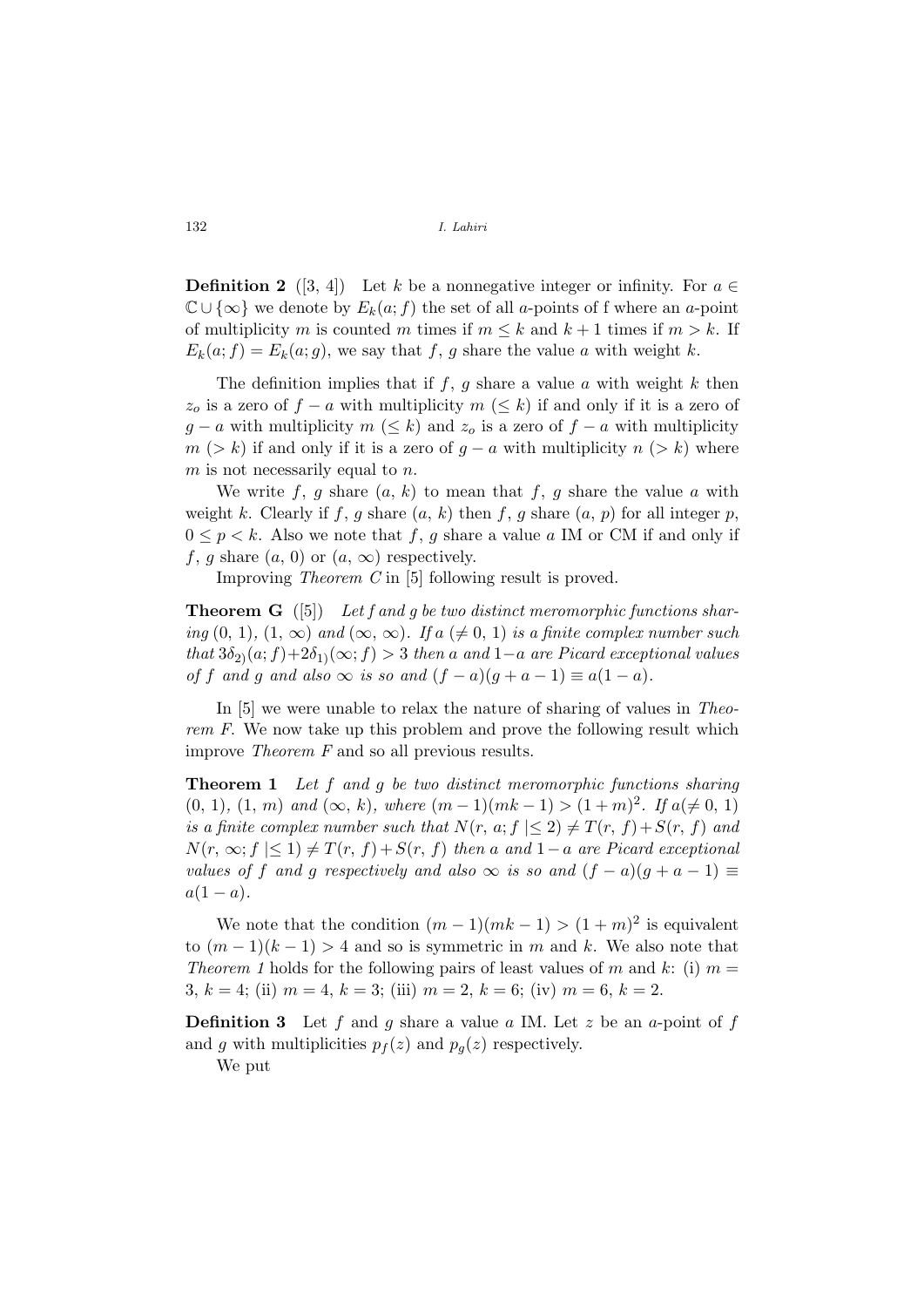**Definition 2** ([3, 4]) Let $k$ be a nonnegative integer or infinity. For $a \in \mathbb{C} \cup \{\infty\}$ we denote by $E_k(a; f)$ the set of all $a$-points of f where an $a$-point of multiplicity $m$ is counted $m$ times if $m \leq k$ and $k+1$ times if $m > k$. If $E_k(a; f) = E_k(a; g)$, we say that $f$, $g$ share the value $a$ with weight $k$.

The definition implies that if $f$, $g$ share a value $a$ with weight $k$ then $z_o$ is a zero of $f - a$ with multiplicity $m$ $(\leq k)$ if and only if it is a zero of $g - a$ with multiplicity $m$ $(\leq k)$ and $z_o$ is a zero of $f - a$ with multiplicity $m$ $(> k)$ if and only if it is a zero of $g - a$ with multiplicity $n$ $(> k)$ where $m$ is not necessarily equal to $n$.

We write $f$, $g$ share $(a, k)$ to mean that $f$, $g$ share the value $a$ with weight $k$. Clearly if $f$, $g$ share $(a, k)$ then $f$, $g$ share $(a, p)$ for all integer $p$, $0 \leq p < k$. Also we note that $f$, $g$ share a value $a$ IM or CM if and only if $f$, $g$ share $(a, 0)$ or $(a, \infty)$ respectively.

Improving *Theorem C* in [5] following result is proved.

**Theorem G** ([5]) *Let $f$ and $g$ be two distinct meromorphic functions sharing $(0, 1)$, $(1, \infty)$ and $(\infty, \infty)$. If $a$ $(\neq 0, 1)$ is a finite complex number such that $3\delta_{2)}(a; f) + 2\delta_{1)}(\infty; f) > 3$ then $a$ and $1-a$ are Picard exceptional values of $f$ and $g$ and also $\infty$ is so and $(f - a)(g + a - 1) \equiv a(1 - a)$.*

In [5] we were unable to relax the nature of sharing of values in *Theorem F*. We now take up this problem and prove the following result which improve *Theorem F* and so all previous results.

**Theorem 1** *Let $f$ and $g$ be two distinct meromorphic functions sharing $(0, 1)$, $(1, m)$ and $(\infty, k)$, where $(m-1)(mk-1) > (1+m)^2$. If $a (\neq 0, 1)$ is a finite complex number such that $N(r, a; f \mid\leq 2) \neq T(r, f) + S(r, f)$ and $N(r, \infty; f \mid\leq 1) \neq T(r, f) + S(r, f)$ then $a$ and $1-a$ are Picard exceptional values of $f$ and $g$ respectively and also $\infty$ is so and $(f - a)(g + a - 1) \equiv a(1 - a)$.*

We note that the condition $(m-1)(mk-1) > (1+m)^2$ is equivalent to $(m-1)(k-1) > 4$ and so is symmetric in $m$ and $k$. We also note that *Theorem 1* holds for the following pairs of least values of $m$ and $k$: (i) $m = 3$, $k = 4$; (ii) $m = 4$, $k = 3$; (iii) $m = 2$, $k = 6$; (iv) $m = 6$, $k = 2$.

**Definition 3** Let $f$ and $g$ share a value $a$ IM. Let $z$ be an $a$-point of $f$ and $g$ with multiplicities $p_f(z)$ and $p_g(z)$ respectively.

We put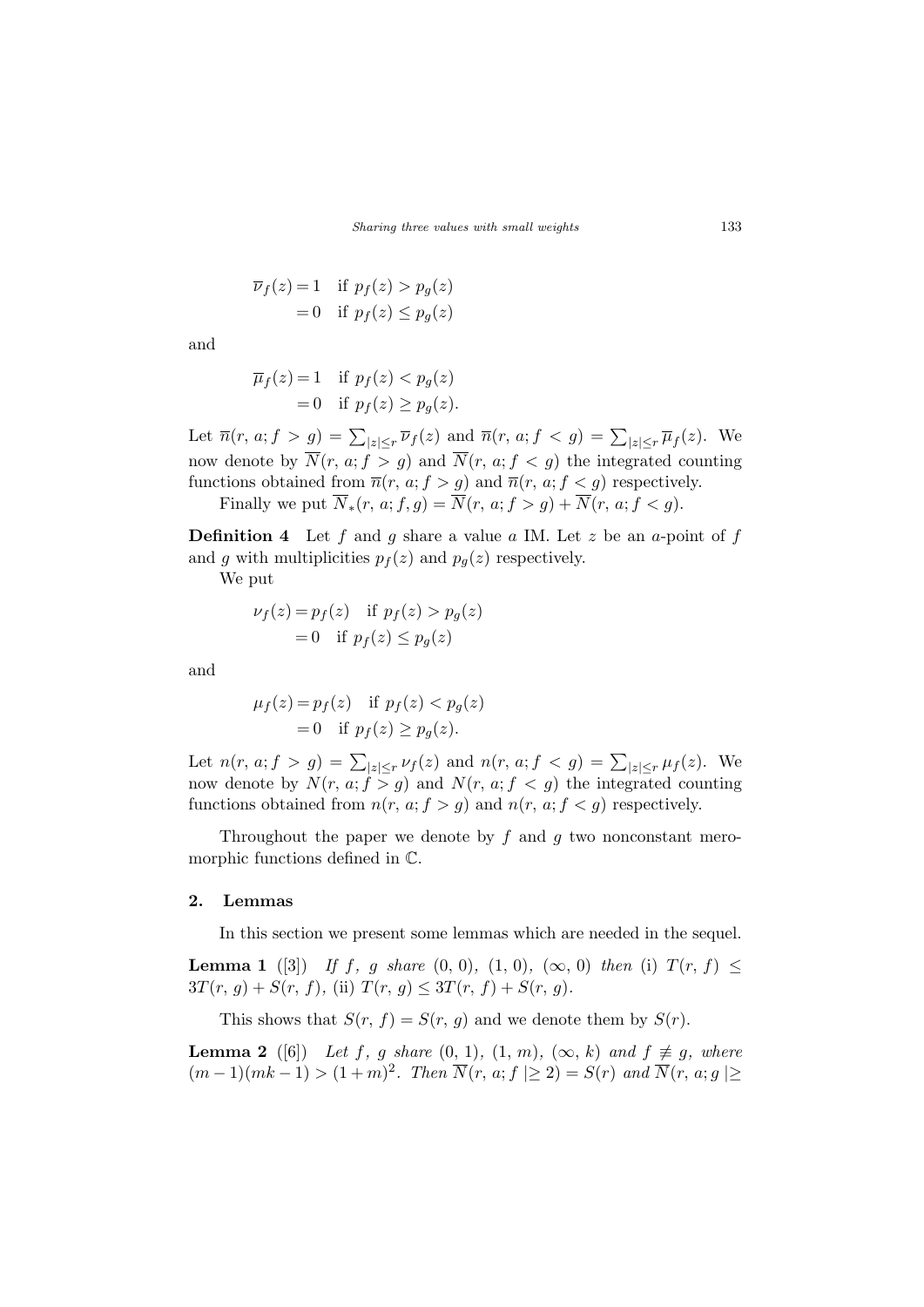$$\overline{\nu}_f(z) = 1 \quad \text{if } p_f(z) > p_g(z)$$
$$= 0 \quad \text{if } p_f(z) \leq p_g(z)$$

and

$$\overline{\mu}_f(z) = 1 \quad \text{if } p_f(z) < p_g(z)$$
$$= 0 \quad \text{if } p_f(z) \geq p_g(z).$$

Let $\overline{n}(r, a; f > g) = \sum_{|z| \leq r} \overline{\nu}_f(z)$ and $\overline{n}(r, a; f < g) = \sum_{|z| \leq r} \overline{\mu}_f(z)$. We now denote by $\overline{N}(r, a; f > g)$ and $\overline{N}(r, a; f < g)$ the integrated counting functions obtained from $\overline{n}(r, a; f > g)$ and $\overline{n}(r, a; f < g)$ respectively.

Finally we put $\overline{N}_*(r, a; f, g) = \overline{N}(r, a; f > g) + \overline{N}(r, a; f < g)$.

**Definition 4** Let $f$ and $g$ share a value $a$ IM. Let $z$ be an $a$-point of $f$ and $g$ with multiplicities $p_f(z)$ and $p_g(z)$ respectively.

We put

$$\nu_f(z) = p_f(z) \quad \text{if } p_f(z) > p_g(z)$$
$$= 0 \quad \text{if } p_f(z) \leq p_g(z)$$

and

$$\mu_f(z) = p_f(z) \quad \text{if } p_f(z) < p_g(z)$$
$$= 0 \quad \text{if } p_f(z) \geq p_g(z).$$

Let $n(r, a; f > g) = \sum_{|z| \leq r} \nu_f(z)$ and $n(r, a; f < g) = \sum_{|z| \leq r} \mu_f(z)$. We now denote by $N(r, a; f > g)$ and $N(r, a; f < g)$ the integrated counting functions obtained from $n(r, a; f > g)$ and $n(r, a; f < g)$ respectively.

Throughout the paper we denote by $f$ and $g$ two nonconstant meromorphic functions defined in $\mathbb{C}$.

## 2. Lemmas

In this section we present some lemmas which are needed in the sequel.

**Lemma 1** ([3]) *If $f$, $g$ share $(0, 0)$, $(1, 0)$, $(\infty, 0)$ then* (i) $T(r, f) \leq 3T(r, g) + S(r, f)$, (ii) $T(r, g) \leq 3T(r, f) + S(r, g)$.

This shows that $S(r, f) = S(r, g)$ and we denote them by $S(r)$.

**Lemma 2** ([6]) *Let $f$, $g$ share $(0, 1)$, $(1, m)$, $(\infty, k)$ and $f \not\equiv g$, where $(m-1)(mk-1) > (1+m)^2$. Then $\overline{N}(r, a; f \mid\geq 2) = S(r)$ and $\overline{N}(r, a; g \mid\geq$*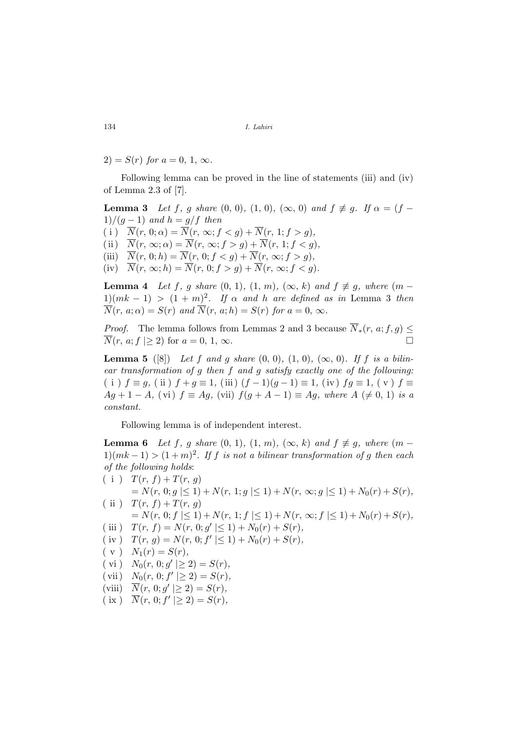$2) = S(r)$ *for* $a = 0,\, 1,\, \infty$.

Following lemma can be proved in the line of statements (iii) and (iv) of Lemma 2.3 of [7].

**Lemma 3** *Let* $f,\, g$ *share* $(0,\, 0)$, $(1,\, 0)$, $(\infty,\, 0)$ *and* $f \not\equiv g$. *If* $\alpha = (f - 1)/(g - 1)$ *and* $h = g/f$ *then*

( i ) $\overline{N}(r,\, 0; \alpha) = \overline{N}(r,\, \infty; f < g) + \overline{N}(r,\, 1; f > g)$,
( ii ) $\overline{N}(r,\, \infty; \alpha) = \overline{N}(r,\, \infty; f > g) + \overline{N}(r,\, 1; f < g)$,
(iii) $\overline{N}(r,\, 0; h) = \overline{N}(r,\, 0; f < g) + \overline{N}(r,\, \infty; f > g)$,
(iv) $\overline{N}(r,\, \infty; h) = \overline{N}(r,\, 0; f > g) + \overline{N}(r,\, \infty; f < g)$.

**Lemma 4** *Let* $f,\, g$ *share* $(0,\, 1)$, $(1,\, m)$, $(\infty,\, k)$ *and* $f \not\equiv g$, *where* $(m - 1)(mk - 1) > (1 + m)^2$. *If* $\alpha$ *and* $h$ *are defined as in* Lemma 3 *then* $\overline{N}(r,\, a; \alpha) = S(r)$ *and* $\overline{N}(r,\, a; h) = S(r)$ *for* $a = 0,\, \infty$.

*Proof.* The lemma follows from Lemmas 2 and 3 because $\overline{N}_*(r,\, a; f, g) \leq \overline{N}(r,\, a; f \mid\geq 2)$ for $a = 0,\, 1,\, \infty$. □

**Lemma 5** ([8]) *Let* $f$ *and* $g$ *share* $(0,\, 0)$, $(1,\, 0)$, $(\infty,\, 0)$. *If* $f$ *is a bilinear transformation of* $g$ *then* $f$ *and* $g$ *satisfy exactly one of the following:* ( i ) $f \equiv g$, ( ii ) $f + g \equiv 1$, (iii) $(f - 1)(g - 1) \equiv 1$, (iv) $fg \equiv 1$, ( v ) $f \equiv Ag + 1 - A$, (vi) $f \equiv Ag$, (vii) $f(g + A - 1) \equiv Ag$, *where* $A\ (\neq 0,\, 1)$ *is a constant.*

Following lemma is of independent interest.

**Lemma 6** *Let* $f,\, g$ *share* $(0,\, 1)$, $(1,\, m)$, $(\infty,\, k)$ *and* $f \not\equiv g$, *where* $(m - 1)(mk - 1) > (1 + m)^2$. *If* $f$ *is not a bilinear transformation of* $g$ *then each of the following holds*:

( i ) $T(r,\, f) + T(r,\, g)$
$= N(r,\, 0; g \mid\leq 1) + N(r,\, 1; g \mid\leq 1) + N(r,\, \infty; g \mid\leq 1) + N_0(r) + S(r)$,
( ii ) $T(r,\, f) + T(r,\, g)$
$= N(r,\, 0; f \mid\leq 1) + N(r,\, 1; f \mid\leq 1) + N(r,\, \infty; f \mid\leq 1) + N_0(r) + S(r)$,
( iii ) $T(r,\, f) = N(r,\, 0; g' \mid\leq 1) + N_0(r) + S(r)$,
( iv ) $T(r,\, g) = N(r,\, 0; f' \mid\leq 1) + N_0(r) + S(r)$,
( v ) $N_1(r) = S(r)$,
( vi ) $N_0(r,\, 0; g' \mid\geq 2) = S(r)$,
(vii) $N_0(r,\, 0; f' \mid\geq 2) = S(r)$,
(viii) $\overline{N}(r,\, 0; g' \mid\geq 2) = S(r)$,
( ix ) $\overline{N}(r,\, 0; f' \mid\geq 2) = S(r)$,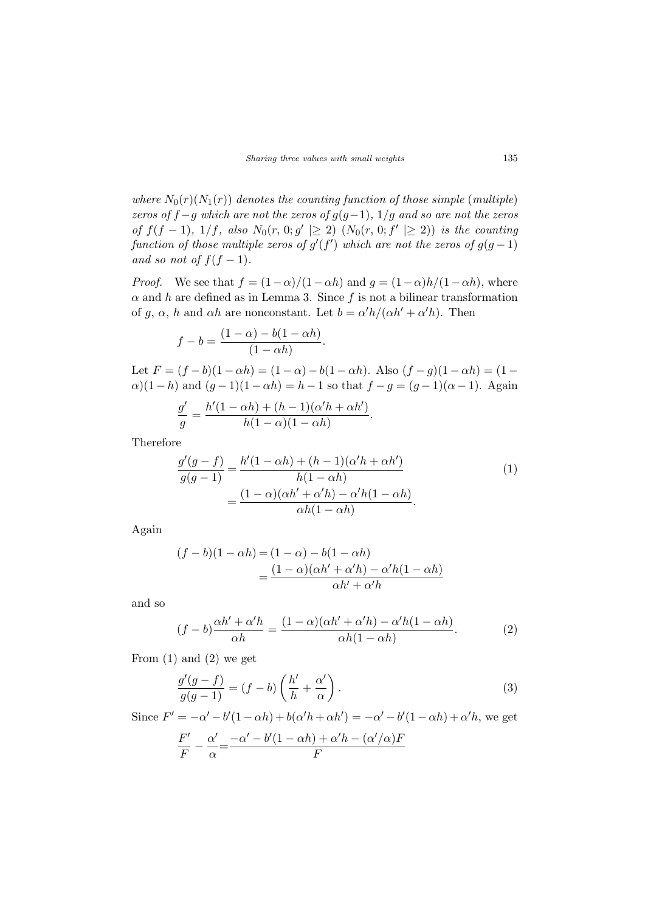*where $N_0(r)(N_1(r))$ denotes the counting function of those simple (multiple) zeros of $f-g$ which are not the zeros of $g(g-1)$, $1/g$ and so are not the zeros of $f(f-1)$, $1/f$, also $N_0(r,0;g' \mid\geq 2)$ $(N_0(r,0;f' \mid\geq 2))$ is the counting function of those multiple zeros of $g'(f')$ which are not the zeros of $g(g-1)$ and so not of $f(f-1)$.*

*Proof.* We see that $f=(1-\alpha)/(1-\alpha h)$ and $g=(1-\alpha)h/(1-\alpha h)$, where $\alpha$ and $h$ are defined as in Lemma 3. Since $f$ is not a bilinear transformation of $g$, $\alpha$, $h$ and $\alpha h$ are nonconstant. Let $b=\alpha' h/(\alpha h'+\alpha' h)$. Then

$$f-b=\frac{(1-\alpha)-b(1-\alpha h)}{(1-\alpha h)}.$$

Let $F=(f-b)(1-\alpha h)=(1-\alpha)-b(1-\alpha h)$. Also $(f-g)(1-\alpha h)=(1-\alpha)(1-h)$ and $(g-1)(1-\alpha h)=h-1$ so that $f-g=(g-1)(\alpha-1)$. Again

$$\frac{g'}{g}=\frac{h'(1-\alpha h)+(h-1)(\alpha' h+\alpha h')}{h(1-\alpha)(1-\alpha h)}.$$

Therefore

$$\begin{aligned}\frac{g'(g-f)}{g(g-1)}&=\frac{h'(1-\alpha h)+(h-1)(\alpha' h+\alpha h')}{h(1-\alpha h)}\\&=\frac{(1-\alpha)(\alpha h'+\alpha' h)-\alpha' h(1-\alpha h)}{\alpha h(1-\alpha h)}.\end{aligned}\tag{1}$$

Again

$$\begin{aligned}(f-b)(1-\alpha h)&=(1-\alpha)-b(1-\alpha h)\\&=\frac{(1-\alpha)(\alpha h'+\alpha' h)-\alpha' h(1-\alpha h)}{\alpha h'+\alpha' h}\end{aligned}$$

and so

$$(f-b)\frac{\alpha h'+\alpha' h}{\alpha h}=\frac{(1-\alpha)(\alpha h'+\alpha' h)-\alpha' h(1-\alpha h)}{\alpha h(1-\alpha h)}.\tag{2}$$

From (1) and (2) we get

$$\frac{g'(g-f)}{g(g-1)}=(f-b)\left(\frac{h'}{h}+\frac{\alpha'}{\alpha}\right).\tag{3}$$

Since $F'=-\alpha'-b'(1-\alpha h)+b(\alpha' h+\alpha h')=-\alpha'-b'(1-\alpha h)+\alpha' h$, we get

$$\frac{F'}{F}-\frac{\alpha'}{\alpha}=\frac{-\alpha'-b'(1-\alpha h)+\alpha' h-(\alpha'/\alpha)F}{F}$$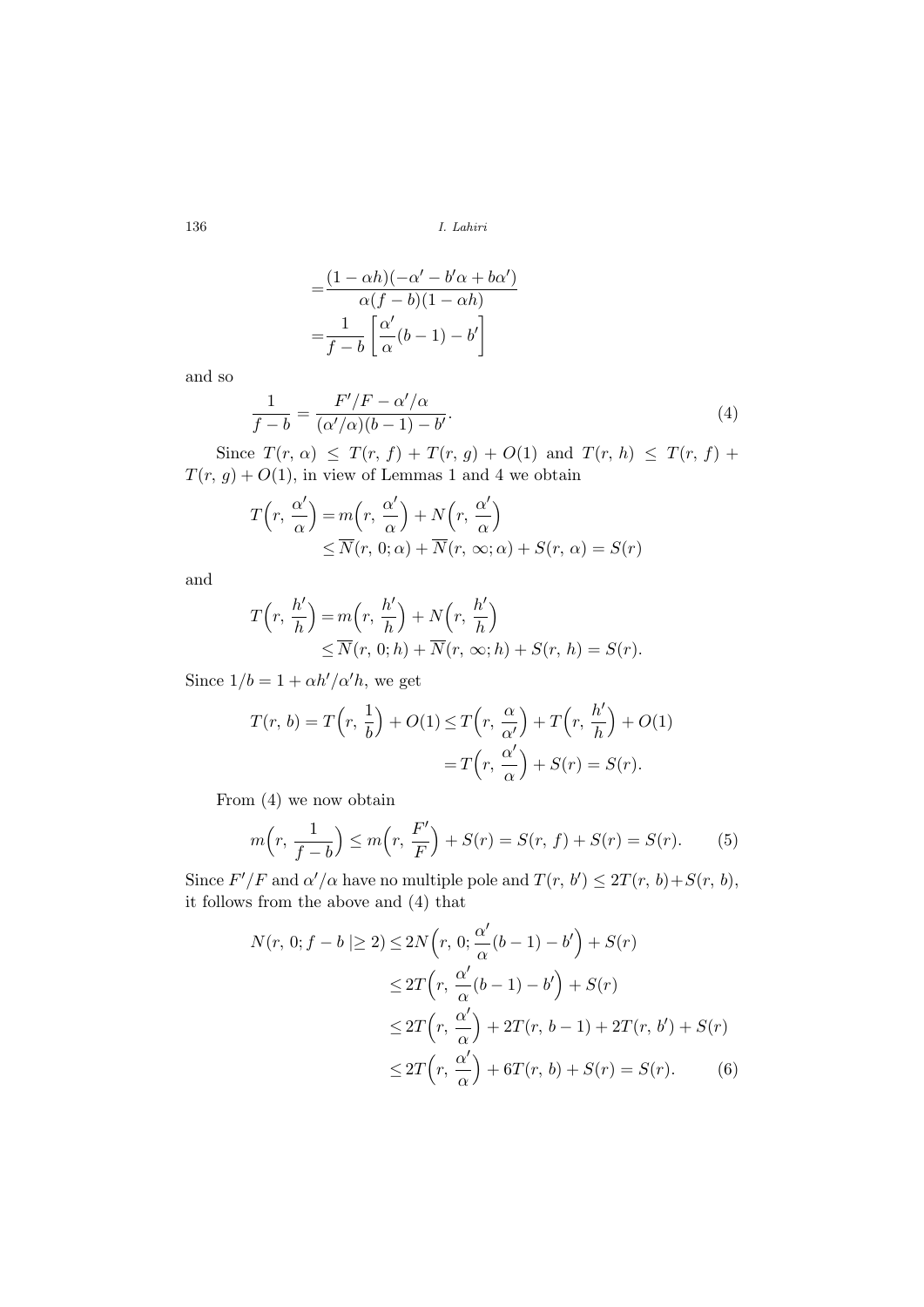$$
\begin{aligned}
&= \frac{(1-\alpha h)(-\alpha' - b'\alpha + b\alpha')}{\alpha(f-b)(1-\alpha h)} \\
&= \frac{1}{f-b}\left[\frac{\alpha'}{\alpha}(b-1) - b'\right]
\end{aligned}
$$

and so

$$
\frac{1}{f-b} = \frac{F'/F - \alpha'/\alpha}{(\alpha'/\alpha)(b-1) - b'}. \tag{4}
$$

Since $T(r,\,\alpha) \le T(r,\,f) + T(r,\,g) + O(1)$ and $T(r,\,h) \le T(r,\,f) + T(r,\,g) + O(1)$, in view of Lemmas 1 and 4 we obtain

$$
\begin{aligned}
T\Big(r,\,\frac{\alpha'}{\alpha}\Big) &= m\Big(r,\,\frac{\alpha'}{\alpha}\Big) + N\Big(r,\,\frac{\alpha'}{\alpha}\Big) \\
&\le \overline{N}(r,\,0;\alpha) + \overline{N}(r,\,\infty;\alpha) + S(r,\,\alpha) = S(r)
\end{aligned}
$$

and

$$
\begin{aligned}
T\Big(r,\,\frac{h'}{h}\Big) &= m\Big(r,\,\frac{h'}{h}\Big) + N\Big(r,\,\frac{h'}{h}\Big) \\
&\le \overline{N}(r,\,0;h) + \overline{N}(r,\,\infty;h) + S(r,\,h) = S(r).
\end{aligned}
$$

Since $1/b = 1 + \alpha h'/\alpha' h$, we get

$$
\begin{aligned}
T(r,\,b) = T\Big(r,\,\frac{1}{b}\Big) + O(1) &\le T\Big(r,\,\frac{\alpha}{\alpha'}\Big) + T\Big(r,\,\frac{h'}{h}\Big) + O(1) \\
&= T\Big(r,\,\frac{\alpha'}{\alpha}\Big) + S(r) = S(r).
\end{aligned}
$$

From (4) we now obtain

$$
m\Big(r,\,\frac{1}{f-b}\Big) \le m\Big(r,\,\frac{F'}{F}\Big) + S(r) = S(r,\,f) + S(r) = S(r). \tag{5}
$$

Since $F'/F$ and $\alpha'/\alpha$ have no multiple pole and $T(r,\,b') \le 2T(r,\,b) + S(r,\,b)$, it follows from the above and (4) that

$$
\begin{aligned}
N(r,\,0;f-b\mid\ge 2) &\le 2N\Big(r,\,0;\frac{\alpha'}{\alpha}(b-1) - b'\Big) + S(r) \\
&\le 2T\Big(r,\,\frac{\alpha'}{\alpha}(b-1) - b'\Big) + S(r) \\
&\le 2T\Big(r,\,\frac{\alpha'}{\alpha}\Big) + 2T(r,\,b-1) + 2T(r,\,b') + S(r) \\
&\le 2T\Big(r,\,\frac{\alpha'}{\alpha}\Big) + 6T(r,\,b) + S(r) = S(r).
\end{aligned} \tag{6}
$$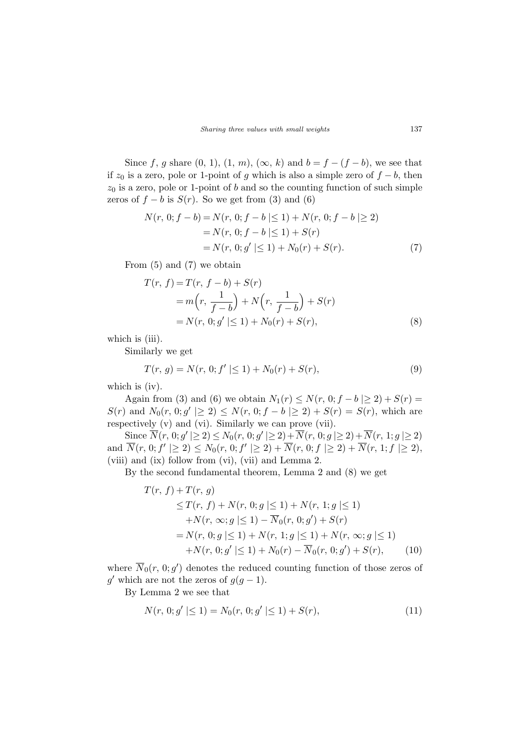Since $f$, $g$ share $(0, 1)$, $(1, m)$, $(\infty, k)$ and $b = f - (f - b)$, we see that if $z_0$ is a zero, pole or 1-point of $g$ which is also a simple zero of $f - b$, then $z_0$ is a zero, pole or 1-point of $b$ and so the counting function of such simple zeros of $f - b$ is $S(r)$. So we get from (3) and (6)

$$
\begin{aligned}
N(r, 0; f - b) &= N(r, 0; f - b \mid \leq 1) + N(r, 0; f - b \mid \geq 2) \\
&= N(r, 0; f - b \mid \leq 1) + S(r) \\
&= N(r, 0; g' \mid \leq 1) + N_0(r) + S(r). \qquad (7)
\end{aligned}
$$

From (5) and (7) we obtain

$$
\begin{aligned}
T(r, f) &= T(r, f - b) + S(r) \\
&= m\Big(r, \frac{1}{f - b}\Big) + N\Big(r, \frac{1}{f - b}\Big) + S(r) \\
&= N(r, 0; g' \mid \leq 1) + N_0(r) + S(r), \qquad (8)
\end{aligned}
$$

which is (iii).

Similarly we get

$$
T(r, g) = N(r, 0; f' \mid \leq 1) + N_0(r) + S(r), \qquad (9)
$$

which is (iv).

Again from (3) and (6) we obtain $N_1(r) \leq N(r, 0; f - b \mid \geq 2) + S(r) = S(r)$ and $N_0(r, 0; g' \mid \geq 2) \leq N(r, 0; f - b \mid \geq 2) + S(r) = S(r)$, which are respectively (v) and (vi). Similarly we can prove (vii).

Since $\overline{N}(r, 0; g' \mid \geq 2) \leq N_0(r, 0; g' \mid \geq 2) + \overline{N}(r, 0; g \mid \geq 2) + \overline{N}(r, 1; g \mid \geq 2)$ and $\overline{N}(r, 0; f' \mid \geq 2) \leq N_0(r, 0; f' \mid \geq 2) + \overline{N}(r, 0; f \mid \geq 2) + \overline{N}(r, 1; f \mid \geq 2)$, (viii) and (ix) follow from (vi), (vii) and Lemma 2.

By the second fundamental theorem, Lemma 2 and (8) we get

$$
\begin{aligned}
T(r, f) &+ T(r, g) \\
&\leq T(r, f) + N(r, 0; g \mid \leq 1) + N(r, 1; g \mid \leq 1) \\
&\quad + N(r, \infty; g \mid \leq 1) - \overline{N}_0(r, 0; g') + S(r) \\
&= N(r, 0; g \mid \leq 1) + N(r, 1; g \mid \leq 1) + N(r, \infty; g \mid \leq 1) \\
&\quad + N(r, 0; g' \mid \leq 1) + N_0(r) - \overline{N}_0(r, 0; g') + S(r), \qquad (10)
\end{aligned}
$$

where $\overline{N}_0(r, 0; g')$ denotes the reduced counting function of those zeros of $g'$ which are not the zeros of $g(g - 1)$.

By Lemma 2 we see that

$$
N(r, 0; g' \mid \leq 1) = N_0(r, 0; g' \mid \leq 1) + S(r), \qquad (11)
$$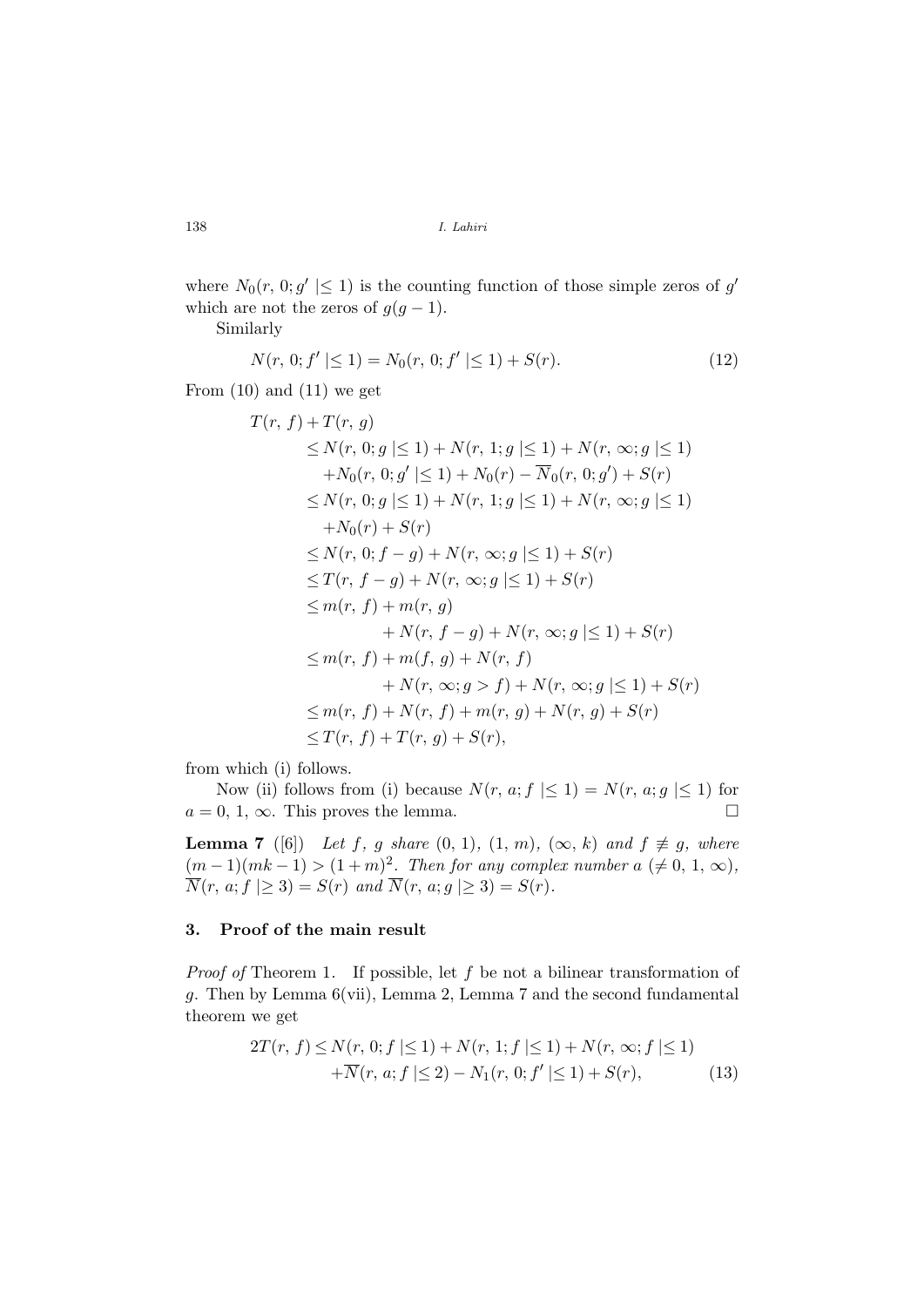where $N_0(r, 0; g' |\leq 1)$ is the counting function of those simple zeros of $g'$ which are not the zeros of $g(g-1)$.

Similarly

$$N(r, 0; f' |\leq 1) = N_0(r, 0; f' |\leq 1) + S(r). \tag{12}$$

From (10) and (11) we get

$$\begin{aligned}
T(r, f) + T(r, g) \\
&\leq N(r, 0; g |\leq 1) + N(r, 1; g |\leq 1) + N(r, \infty; g |\leq 1) \\
&\quad + N_0(r, 0; g' |\leq 1) + N_0(r) - \overline{N}_0(r, 0; g') + S(r) \\
&\leq N(r, 0; g |\leq 1) + N(r, 1; g |\leq 1) + N(r, \infty; g |\leq 1) \\
&\quad + N_0(r) + S(r) \\
&\leq N(r, 0; f-g) + N(r, \infty; g |\leq 1) + S(r) \\
&\leq T(r, f-g) + N(r, \infty; g |\leq 1) + S(r) \\
&\leq m(r, f) + m(r, g) \\
&\qquad + N(r, f-g) + N(r, \infty; g |\leq 1) + S(r) \\
&\leq m(r, f) + m(f, g) + N(r, f) \\
&\qquad + N(r, \infty; g > f) + N(r, \infty; g |\leq 1) + S(r) \\
&\leq m(r, f) + N(r, f) + m(r, g) + N(r, g) + S(r) \\
&\leq T(r, f) + T(r, g) + S(r),
\end{aligned}$$

from which (i) follows.

Now (ii) follows from (i) because $N(r, a; f |\leq 1) = N(r, a; g |\leq 1)$ for $a = 0, 1, \infty$. This proves the lemma. □

**Lemma 7** ([6]) *Let $f$, $g$ share $(0, 1)$, $(1, m)$, $(\infty, k)$ and $f \not\equiv g$, where $(m-1)(mk-1) > (1+m)^2$. Then for any complex number $a$ $(\neq 0, 1, \infty)$, $\overline{N}(r, a; f |\geq 3) = S(r)$ and $\overline{N}(r, a; g |\geq 3) = S(r)$.*

## 3. Proof of the main result

*Proof of* Theorem 1. If possible, let $f$ be not a bilinear transformation of $g$. Then by Lemma 6(vii), Lemma 2, Lemma 7 and the second fundamental theorem we get

$$\begin{aligned}
2T(r, f) \leq\ & N(r, 0; f |\leq 1) + N(r, 1; f |\leq 1) + N(r, \infty; f |\leq 1) \\
& + \overline{N}(r, a; f |\leq 2) - N_1(r, 0; f' |\leq 1) + S(r),
\end{aligned} \tag{13}$$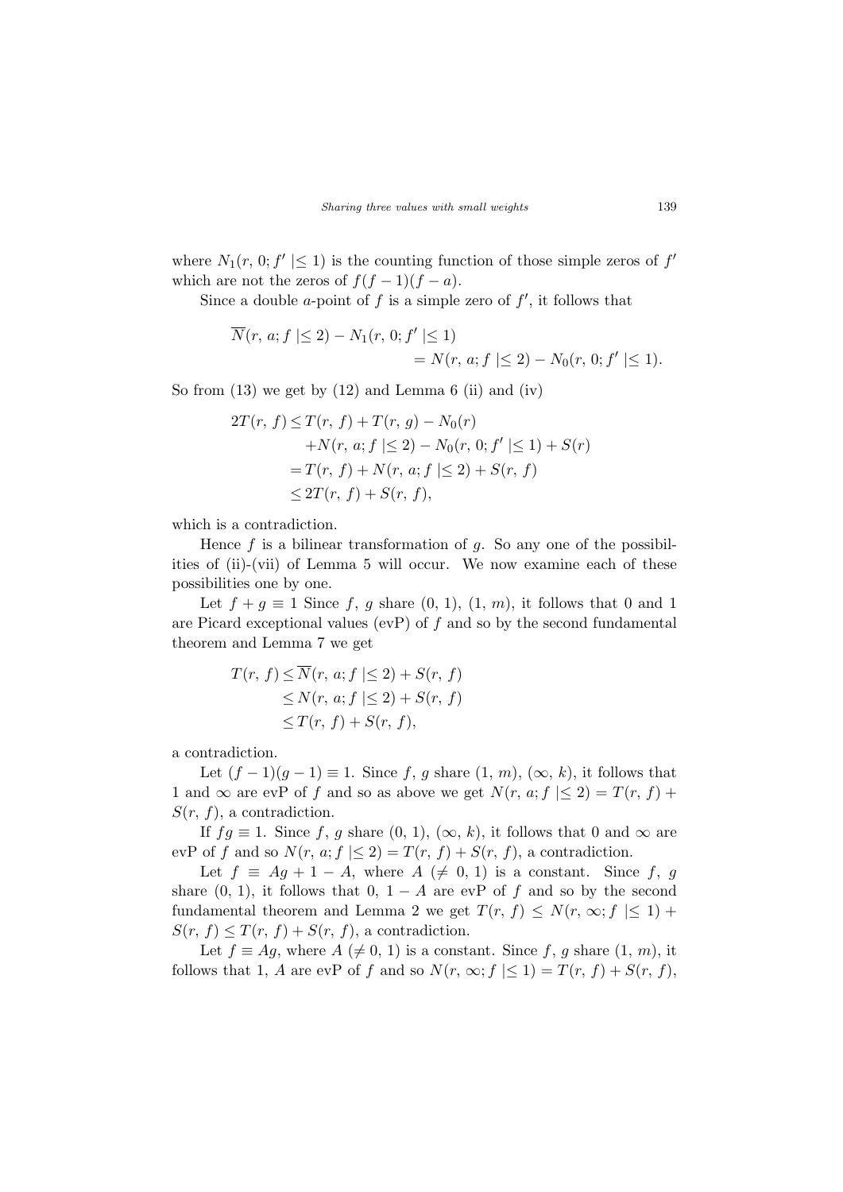where $N_1(r, 0; f' \mid\leq 1)$ is the counting function of those simple zeros of $f'$ which are not the zeros of $f(f-1)(f-a)$.

Since a double $a$-point of $f$ is a simple zero of $f'$, it follows that

$$\overline{N}(r, a; f \mid\leq 2) - N_1(r, 0; f' \mid\leq 1) \\ = N(r, a; f \mid\leq 2) - N_0(r, 0; f' \mid\leq 1).$$

So from (13) we get by (12) and Lemma 6 (ii) and (iv)

$$\begin{aligned} 2T(r, f) &\leq T(r, f) + T(r, g) - N_0(r) \\ &\quad + N(r, a; f \mid\leq 2) - N_0(r, 0; f' \mid\leq 1) + S(r) \\ &= T(r, f) + N(r, a; f \mid\leq 2) + S(r, f) \\ &\leq 2T(r, f) + S(r, f), \end{aligned}$$

which is a contradiction.

Hence $f$ is a bilinear transformation of $g$. So any one of the possibilities of (ii)-(vii) of Lemma 5 will occur. We now examine each of these possibilities one by one.

Let $f + g \equiv 1$ Since $f$, $g$ share $(0, 1)$, $(1, m)$, it follows that 0 and 1 are Picard exceptional values (evP) of $f$ and so by the second fundamental theorem and Lemma 7 we get

$$\begin{aligned} T(r, f) &\leq \overline{N}(r, a; f \mid\leq 2) + S(r, f) \\ &\leq N(r, a; f \mid\leq 2) + S(r, f) \\ &\leq T(r, f) + S(r, f), \end{aligned}$$

a contradiction.

Let $(f-1)(g-1) \equiv 1$. Since $f$, $g$ share $(1, m)$, $(\infty, k)$, it follows that 1 and $\infty$ are evP of $f$ and so as above we get $N(r, a; f \mid\leq 2) = T(r, f) + S(r, f)$, a contradiction.

If $fg \equiv 1$. Since $f$, $g$ share $(0, 1)$, $(\infty, k)$, it follows that 0 and $\infty$ are evP of $f$ and so $N(r, a; f \mid\leq 2) = T(r, f) + S(r, f)$, a contradiction.

Let $f \equiv Ag + 1 - A$, where $A$ $(\neq 0, 1)$ is a constant. Since $f$, $g$ share $(0, 1)$, it follows that $0$, $1 - A$ are evP of $f$ and so by the second fundamental theorem and Lemma 2 we get $T(r, f) \leq N(r, \infty; f \mid\leq 1) + S(r, f) \leq T(r, f) + S(r, f)$, a contradiction.

Let $f \equiv Ag$, where $A$ $(\neq 0, 1)$ is a constant. Since $f$, $g$ share $(1, m)$, it follows that $1$, $A$ are evP of $f$ and so $N(r, \infty; f \mid\leq 1) = T(r, f) + S(r, f)$,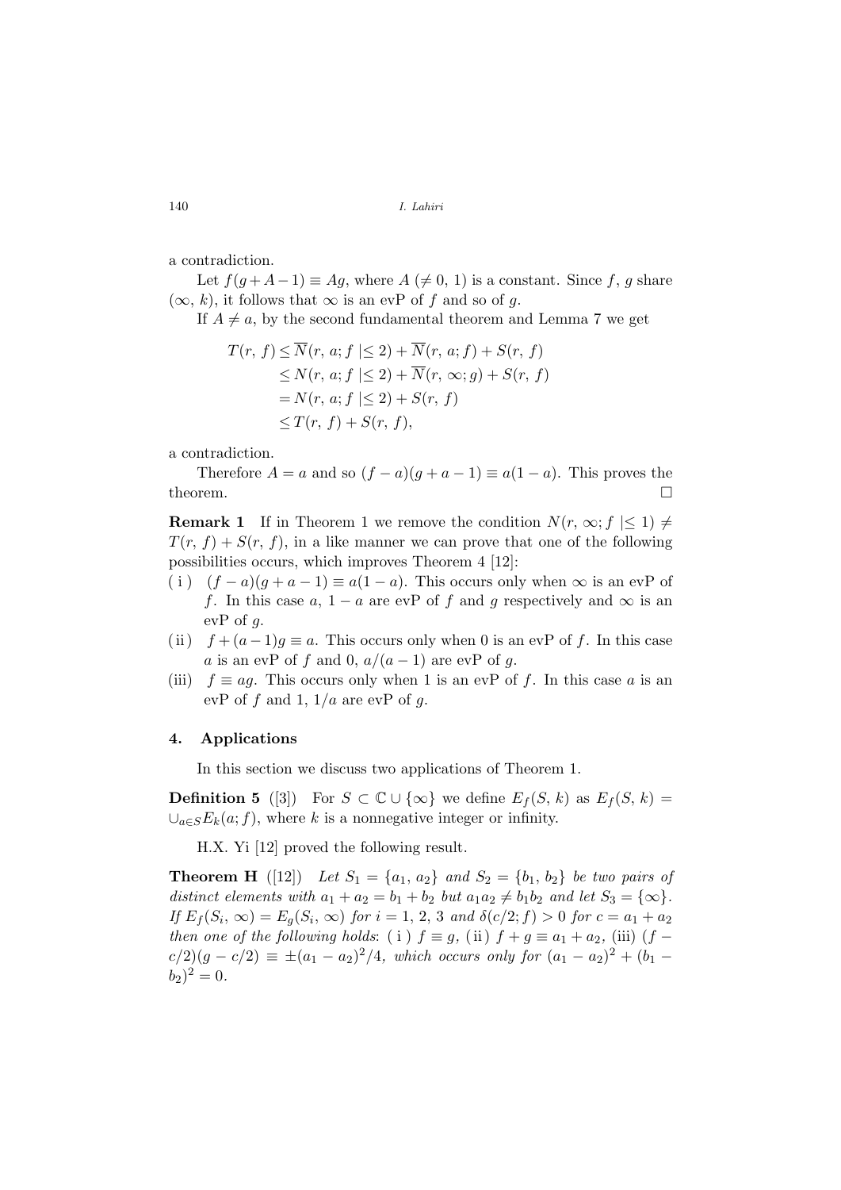a contradiction.

Let $f(g+A-1) \equiv Ag$, where $A\ (\neq 0,\ 1)$ is a constant. Since $f$, $g$ share $(\infty,\ k)$, it follows that $\infty$ is an evP of $f$ and so of $g$.

If $A \neq a$, by the second fundamental theorem and Lemma 7 we get

$$\begin{aligned}
T(r,\ f) &\leq \overline{N}(r,\ a; f \mid\leq 2) + \overline{N}(r,\ a; f) + S(r,\ f) \\
&\leq N(r,\ a; f \mid\leq 2) + \overline{N}(r,\ \infty; g) + S(r,\ f) \\
&= N(r,\ a; f \mid\leq 2) + S(r,\ f) \\
&\leq T(r,\ f) + S(r,\ f),
\end{aligned}$$

a contradiction.

Therefore $A = a$ and so $(f-a)(g+a-1) \equiv a(1-a)$. This proves the theorem. □

**Remark 1** If in Theorem 1 we remove the condition $N(r,\ \infty; f \mid\leq 1) \neq T(r,\ f) + S(r,\ f)$, in a like manner we can prove that one of the following possibilities occurs, which improves Theorem 4 [12]:

- ( i ) $(f-a)(g+a-1) \equiv a(1-a)$. This occurs only when $\infty$ is an evP of $f$. In this case $a$, $1-a$ are evP of $f$ and $g$ respectively and $\infty$ is an evP of $g$.
- ( ii ) $f + (a-1)g \equiv a$. This occurs only when 0 is an evP of $f$. In this case $a$ is an evP of $f$ and 0, $a/(a-1)$ are evP of $g$.
- (iii) $f \equiv ag$. This occurs only when 1 is an evP of $f$. In this case $a$ is an evP of $f$ and 1, $1/a$ are evP of $g$.

## 4. Applications

In this section we discuss two applications of Theorem 1.

**Definition 5** ([3]) For $S \subset \mathbb{C} \cup \{\infty\}$ we define $E_f(S,\ k)$ as $E_f(S,\ k) = \cup_{a \in S} E_k(a; f)$, where $k$ is a nonnegative integer or infinity.

H.X. Yi [12] proved the following result.

**Theorem H** ([12]) *Let $S_1 = \{a_1,\ a_2\}$ and $S_2 = \{b_1,\ b_2\}$ be two pairs of distinct elements with $a_1 + a_2 = b_1 + b_2$ but $a_1 a_2 \neq b_1 b_2$ and let $S_3 = \{\infty\}$. If $E_f(S_i,\ \infty) = E_g(S_i,\ \infty)$ for $i = 1,\ 2,\ 3$ and $\delta(c/2; f) > 0$ for $c = a_1 + a_2$ then one of the following holds*: ( i ) $f \equiv g$, ( ii ) $f + g \equiv a_1 + a_2$, (iii) $(f - c/2)(g - c/2) \equiv \pm(a_1 - a_2)^2/4$, *which occurs only for* $(a_1 - a_2)^2 + (b_1 - b_2)^2 = 0$.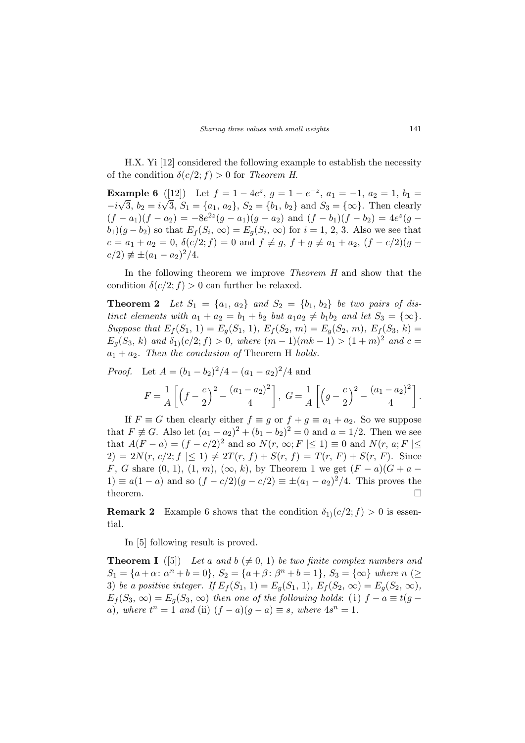H.X. Yi [12] considered the following example to establish the necessity of the condition $\delta(c/2; f) > 0$ for *Theorem H*.

**Example 6** ([12]) Let $f = 1 - 4e^z$, $g = 1 - e^{-z}$, $a_1 = -1$, $a_2 = 1$, $b_1 = -i\sqrt{3}$, $b_2 = i\sqrt{3}$, $S_1 = \{a_1, a_2\}$, $S_2 = \{b_1, b_2\}$ and $S_3 = \{\infty\}$. Then clearly $(f - a_1)(f - a_2) = -8e^{2z}(g - a_1)(g - a_2)$ and $(f - b_1)(f - b_2) = 4e^z(g - b_1)(g - b_2)$ so that $E_f(S_i, \infty) = E_g(S_i, \infty)$ for $i = 1, 2, 3$. Also we see that $c = a_1 + a_2 = 0$, $\delta(c/2; f) = 0$ and $f \not\equiv g$, $f + g \not\equiv a_1 + a_2$, $(f - c/2)(g - c/2) \not\equiv \pm(a_1 - a_2)^2/4$.

In the following theorem we improve *Theorem H* and show that the condition $\delta(c/2; f) > 0$ can further be relaxed.

**Theorem 2** *Let $S_1 = \{a_1, a_2\}$ and $S_2 = \{b_1, b_2\}$ be two pairs of distinct elements with $a_1 + a_2 = b_1 + b_2$ but $a_1 a_2 \neq b_1 b_2$ and let $S_3 = \{\infty\}$. Suppose that $E_f(S_1, 1) = E_g(S_1, 1)$, $E_f(S_2, m) = E_g(S_2, m)$, $E_f(S_3, k) = E_g(S_3, k)$ and $\delta_{1)}(c/2; f) > 0$, where $(m - 1)(mk - 1) > (1 + m)^2$ and $c = a_1 + a_2$. Then the conclusion of* Theorem H *holds.*

*Proof.* Let $A = (b_1 - b_2)^2/4 - (a_1 - a_2)^2/4$ and

$$F = \frac{1}{A}\left[\left(f - \frac{c}{2}\right)^2 - \frac{(a_1 - a_2)^2}{4}\right],\ G = \frac{1}{A}\left[\left(g - \frac{c}{2}\right)^2 - \frac{(a_1 - a_2)^2}{4}\right].$$

If $F \equiv G$ then clearly either $f \equiv g$ or $f + g \equiv a_1 + a_2$. So we suppose that $F \not\equiv G$. Also let $(a_1 - a_2)^2 + (b_1 - b_2)^2 = 0$ and $a = 1/2$. Then we see that $A(F - a) = (f - c/2)^2$ and so $N(r, \infty; F \mid\leq 1) \equiv 0$ and $N(r, a; F \mid\leq 2) = 2N(r, c/2; f \mid\leq 1) \neq 2T(r, f) + S(r, f) = T(r, F) + S(r, F)$. Since $F$, $G$ share $(0, 1)$, $(1, m)$, $(\infty, k)$, by Theorem 1 we get $(F - a)(G + a - 1) \equiv a(1 - a)$ and so $(f - c/2)(g - c/2) \equiv \pm(a_1 - a_2)^2/4$. This proves the theorem. $\square$

**Remark 2** Example 6 shows that the condition $\delta_{1)}(c/2; f) > 0$ is essential.

In [5] following result is proved.

**Theorem I** ([5]) *Let $a$ and $b$ $(\neq 0, 1)$ be two finite complex numbers and $S_1 = \{a + \alpha \colon \alpha^n + b = 0\}$, $S_2 = \{a + \beta \colon \beta^n + b = 1\}$, $S_3 = \{\infty\}$ where $n$ $(\geq 3)$ be a positive integer. If $E_f(S_1, 1) = E_g(S_1, 1)$, $E_f(S_2, \infty) = E_g(S_2, \infty)$, $E_f(S_3, \infty) = E_g(S_3, \infty)$ then one of the following holds*: (i) $f - a \equiv t(g - a)$, *where $t^n = 1$ and* (ii) $(f - a)(g - a) \equiv s$, *where $4s^n = 1$.*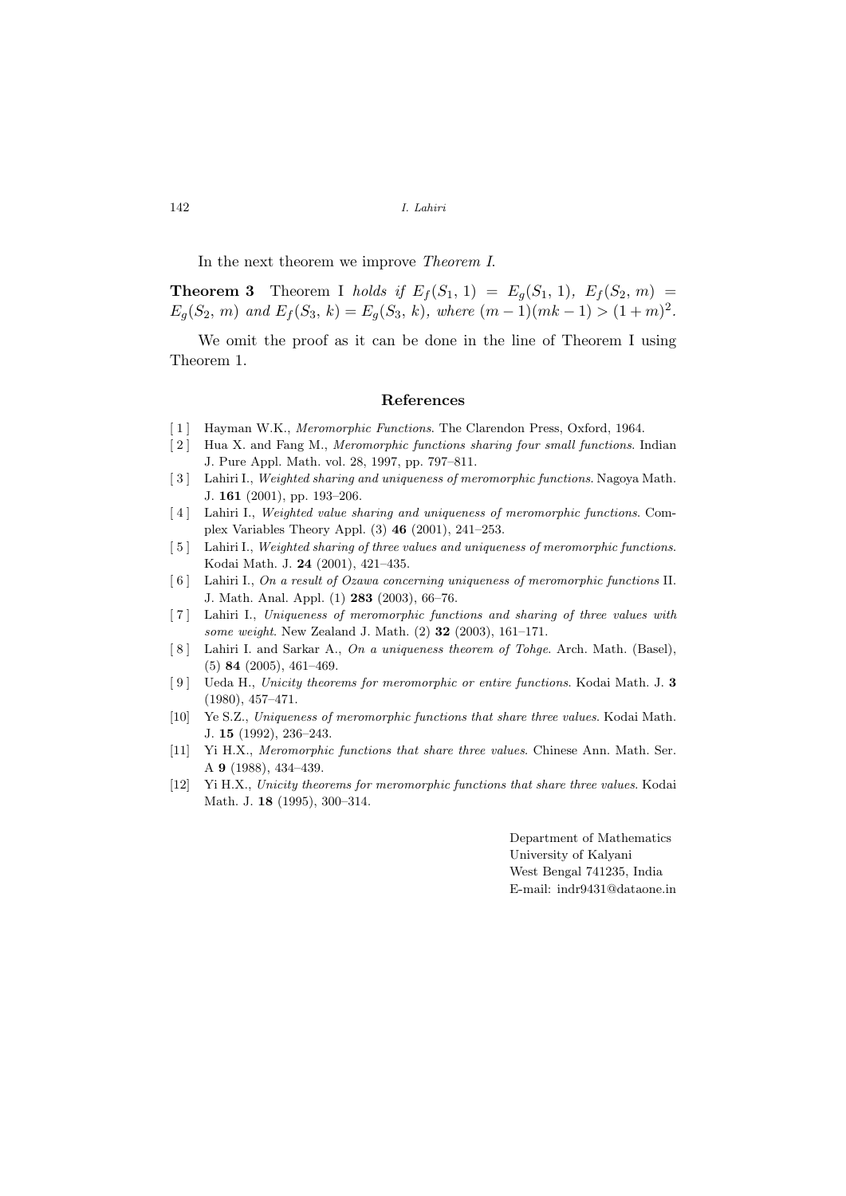In the next theorem we improve *Theorem I*.

**Theorem 3** Theorem I *holds if* $E_f(S_1, 1) = E_g(S_1, 1)$, $E_f(S_2, m) = E_g(S_2, m)$ *and* $E_f(S_3, k) = E_g(S_3, k)$, *where* $(m-1)(mk-1) > (1+m)^2$.

We omit the proof as it can be done in the line of Theorem I using Theorem 1.

## References

[1] Hayman W.K., *Meromorphic Functions*. The Clarendon Press, Oxford, 1964.

[2] Hua X. and Fang M., *Meromorphic functions sharing four small functions*. Indian J. Pure Appl. Math. vol. 28, 1997, pp. 797–811.

[3] Lahiri I., *Weighted sharing and uniqueness of meromorphic functions*. Nagoya Math. J. **161** (2001), pp. 193–206.

[4] Lahiri I., *Weighted value sharing and uniqueness of meromorphic functions*. Complex Variables Theory Appl. (3) **46** (2001), 241–253.

[5] Lahiri I., *Weighted sharing of three values and uniqueness of meromorphic functions*. Kodai Math. J. **24** (2001), 421–435.

[6] Lahiri I., *On a result of Ozawa concerning uniqueness of meromorphic functions* II. J. Math. Anal. Appl. (1) **283** (2003), 66–76.

[7] Lahiri I., *Uniqueness of meromorphic functions and sharing of three values with some weight*. New Zealand J. Math. (2) **32** (2003), 161–171.

[8] Lahiri I. and Sarkar A., *On a uniqueness theorem of Tohge*. Arch. Math. (Basel), (5) **84** (2005), 461–469.

[9] Ueda H., *Unicity theorems for meromorphic or entire functions*. Kodai Math. J. **3** (1980), 457–471.

[10] Ye S.Z., *Uniqueness of meromorphic functions that share three values*. Kodai Math. J. **15** (1992), 236–243.

[11] Yi H.X., *Meromorphic functions that share three values*. Chinese Ann. Math. Ser. A **9** (1988), 434–439.

[12] Yi H.X., *Unicity theorems for meromorphic functions that share three values*. Kodai Math. J. **18** (1995), 300–314.

Department of Mathematics
University of Kalyani
West Bengal 741235, India
E-mail: indr9431@dataone.in